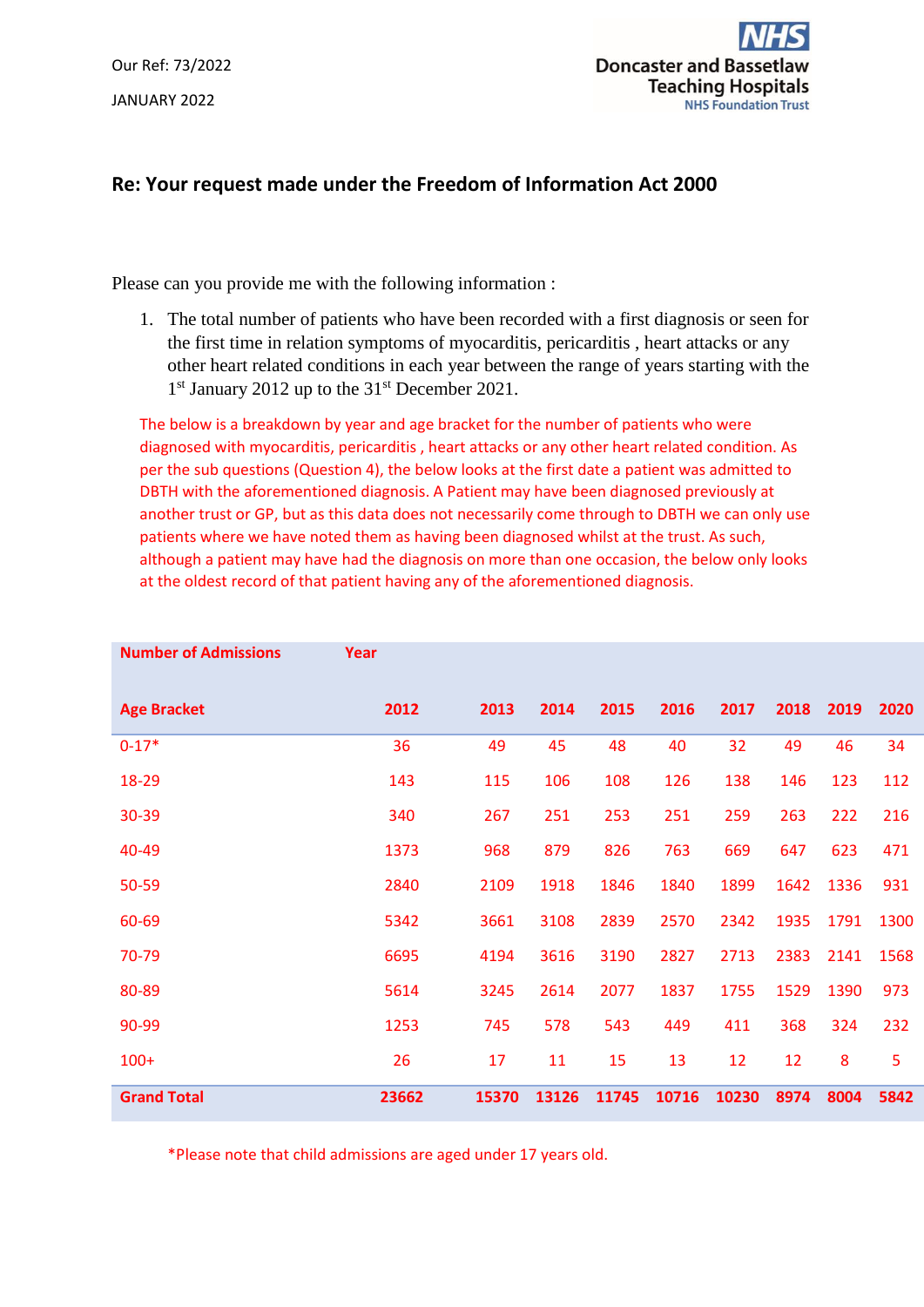Our Ref: 73/2022

JANUARY 2022

Doncaster and Bassetlaw Teaching Hospitals
NHS Foundation Trust

## Re: Your request made under the Freedom of Information Act 2000

Please can you provide me with the following information :

1. The total number of patients who have been recorded with a first diagnosis or seen for the first time in relation symptoms of myocarditis, pericarditis , heart attacks or any other heart related conditions in each year between the range of years starting with the 1st January 2012 up to the 31st December 2021.

The below is a breakdown by year and age bracket for the number of patients who were diagnosed with myocarditis, pericarditis , heart attacks or any other heart related condition. As per the sub questions (Question 4), the below looks at the first date a patient was admitted to DBTH with the aforementioned diagnosis. A Patient may have been diagnosed previously at another trust or GP, but as this data does not necessarily come through to DBTH we can only use patients where we have noted them as having been diagnosed whilst at the trust. As such, although a patient may have had the diagnosis on more than one occasion, the below only looks at the oldest record of that patient having any of the aforementioned diagnosis.

| **Number of Admissions** | **Year** | | | | | | | | |
|---|---|---|---|---|---|---|---|---|---|
| **Age Bracket** | **2012** | **2013** | **2014** | **2015** | **2016** | **2017** | **2018** | **2019** | **2020** |
| 0-17* | 36 | 49 | 45 | 48 | 40 | 32 | 49 | 46 | 34 |
| 18-29 | 143 | 115 | 106 | 108 | 126 | 138 | 146 | 123 | 112 |
| 30-39 | 340 | 267 | 251 | 253 | 251 | 259 | 263 | 222 | 216 |
| 40-49 | 1373 | 968 | 879 | 826 | 763 | 669 | 647 | 623 | 471 |
| 50-59 | 2840 | 2109 | 1918 | 1846 | 1840 | 1899 | 1642 | 1336 | 931 |
| 60-69 | 5342 | 3661 | 3108 | 2839 | 2570 | 2342 | 1935 | 1791 | 1300 |
| 70-79 | 6695 | 4194 | 3616 | 3190 | 2827 | 2713 | 2383 | 2141 | 1568 |
| 80-89 | 5614 | 3245 | 2614 | 2077 | 1837 | 1755 | 1529 | 1390 | 973 |
| 90-99 | 1253 | 745 | 578 | 543 | 449 | 411 | 368 | 324 | 232 |
| 100+ | 26 | 17 | 11 | 15 | 13 | 12 | 12 | 8 | 5 |
| **Grand Total** | **23662** | **15370** | **13126** | **11745** | **10716** | **10230** | **8974** | **8004** | **5842** |

*Please note that child admissions are aged under 17 years old.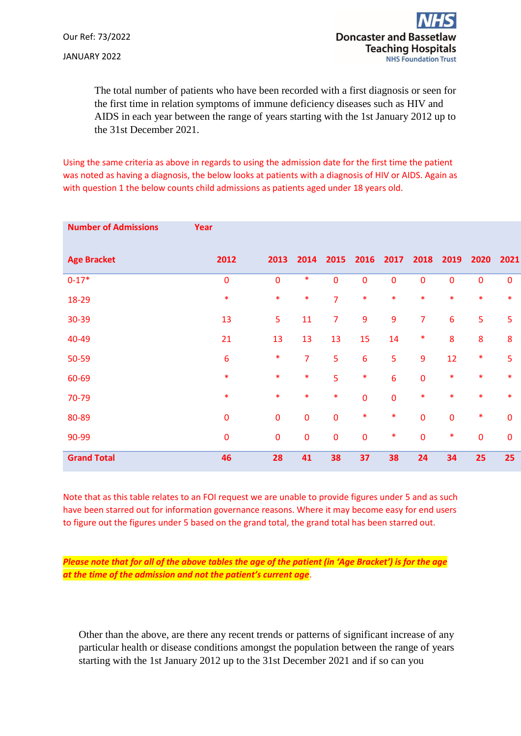Our Ref: 73/2022

JANUARY 2022

Doncaster and Bassetlaw Teaching Hospitals
NHS Foundation Trust

The total number of patients who have been recorded with a first diagnosis or seen for the first time in relation symptoms of immune deficiency diseases such as HIV and AIDS in each year between the range of years starting with the 1st January 2012 up to the 31st December 2021.

Using the same criteria as above in regards to using the admission date for the first time the patient was noted as having a diagnosis, the below looks at patients with a diagnosis of HIV or AIDS. Again as with question 1 the below counts child admissions as patients aged under 18 years old.

| **Number of Admissions** | **Year** | | | | | | | | | |
|---|---|---|---|---|---|---|---|---|---|---|
| **Age Bracket** | **2012** | **2013** | **2014** | **2015** | **2016** | **2017** | **2018** | **2019** | **2020** | **2021** |
| 0-17* | 0 | 0 | * | 0 | 0 | 0 | 0 | 0 | 0 | 0 |
| 18-29 | * | * | * | 7 | * | * | * | * | * | * |
| 30-39 | 13 | 5 | 11 | 7 | 9 | 9 | 7 | 6 | 5 | 5 |
| 40-49 | 21 | 13 | 13 | 13 | 15 | 14 | * | 8 | 8 | 8 |
| 50-59 | 6 | * | 7 | 5 | 6 | 5 | 9 | 12 | * | 5 |
| 60-69 | * | * | * | 5 | * | 6 | 0 | * | * | * |
| 70-79 | * | * | * | * | 0 | 0 | * | * | * | * |
| 80-89 | 0 | 0 | 0 | 0 | * | * | 0 | 0 | * | 0 |
| 90-99 | 0 | 0 | 0 | 0 | 0 | * | 0 | * | 0 | 0 |
| **Grand Total** | **46** | **28** | **41** | **38** | **37** | **38** | **24** | **34** | **25** | **25** |

Note that as this table relates to an FOI request we are unable to provide figures under 5 and as such have been starred out for information governance reasons. Where it may become easy for end users to figure out the figures under 5 based on the grand total, the grand total has been starred out.

***Please note that for all of the above tables the age of the patient (in 'Age Bracket') is for the age at the time of the admission and not the patient's current age***.

Other than the above, are there any recent trends or patterns of significant increase of any particular health or disease conditions amongst the population between the range of years starting with the 1st January 2012 up to the 31st December 2021 and if so can you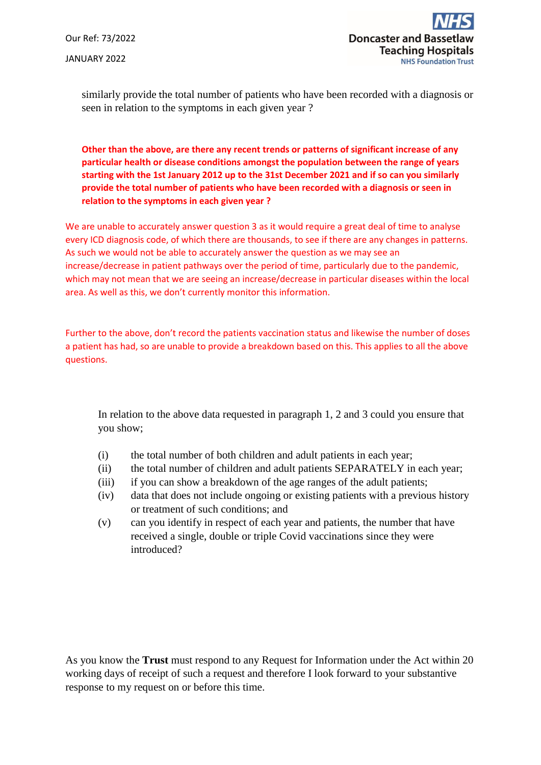similarly provide the total number of patients who have been recorded with a diagnosis or seen in relation to the symptoms in each given year ?

**Other than the above, are there any recent trends or patterns of significant increase of any particular health or disease conditions amongst the population between the range of years starting with the 1st January 2012 up to the 31st December 2021 and if so can you similarly provide the total number of patients who have been recorded with a diagnosis or seen in relation to the symptoms in each given year ?**

We are unable to accurately answer question 3 as it would require a great deal of time to analyse every ICD diagnosis code, of which there are thousands, to see if there are any changes in patterns. As such we would not be able to accurately answer the question as we may see an increase/decrease in patient pathways over the period of time, particularly due to the pandemic, which may not mean that we are seeing an increase/decrease in particular diseases within the local area. As well as this, we don't currently monitor this information.

Further to the above, don't record the patients vaccination status and likewise the number of doses a patient has had, so are unable to provide a breakdown based on this. This applies to all the above questions.

In relation to the above data requested in paragraph 1, 2 and 3 could you ensure that you show;

(i) the total number of both children and adult patients in each year;
(ii) the total number of children and adult patients SEPARATELY in each year;
(iii) if you can show a breakdown of the age ranges of the adult patients;
(iv) data that does not include ongoing or existing patients with a previous history or treatment of such conditions; and
(v) can you identify in respect of each year and patients, the number that have received a single, double or triple Covid vaccinations since they were introduced?

As you know the **Trust** must respond to any Request for Information under the Act within 20 working days of receipt of such a request and therefore I look forward to your substantive response to my request on or before this time.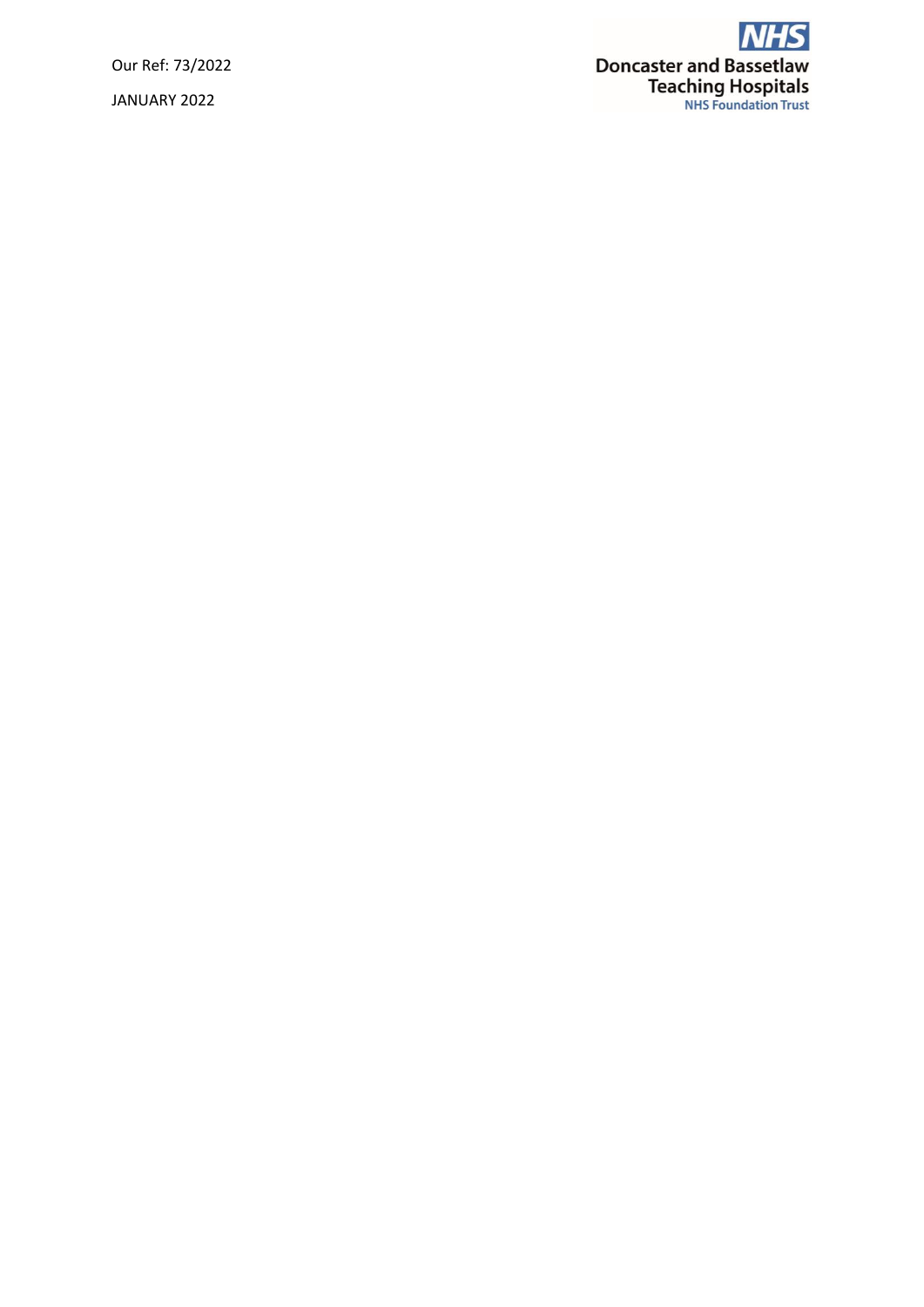Our Ref: 73/2022

JANUARY 2022

Doncaster and Bassetlaw Teaching Hospitals
NHS Foundation Trust